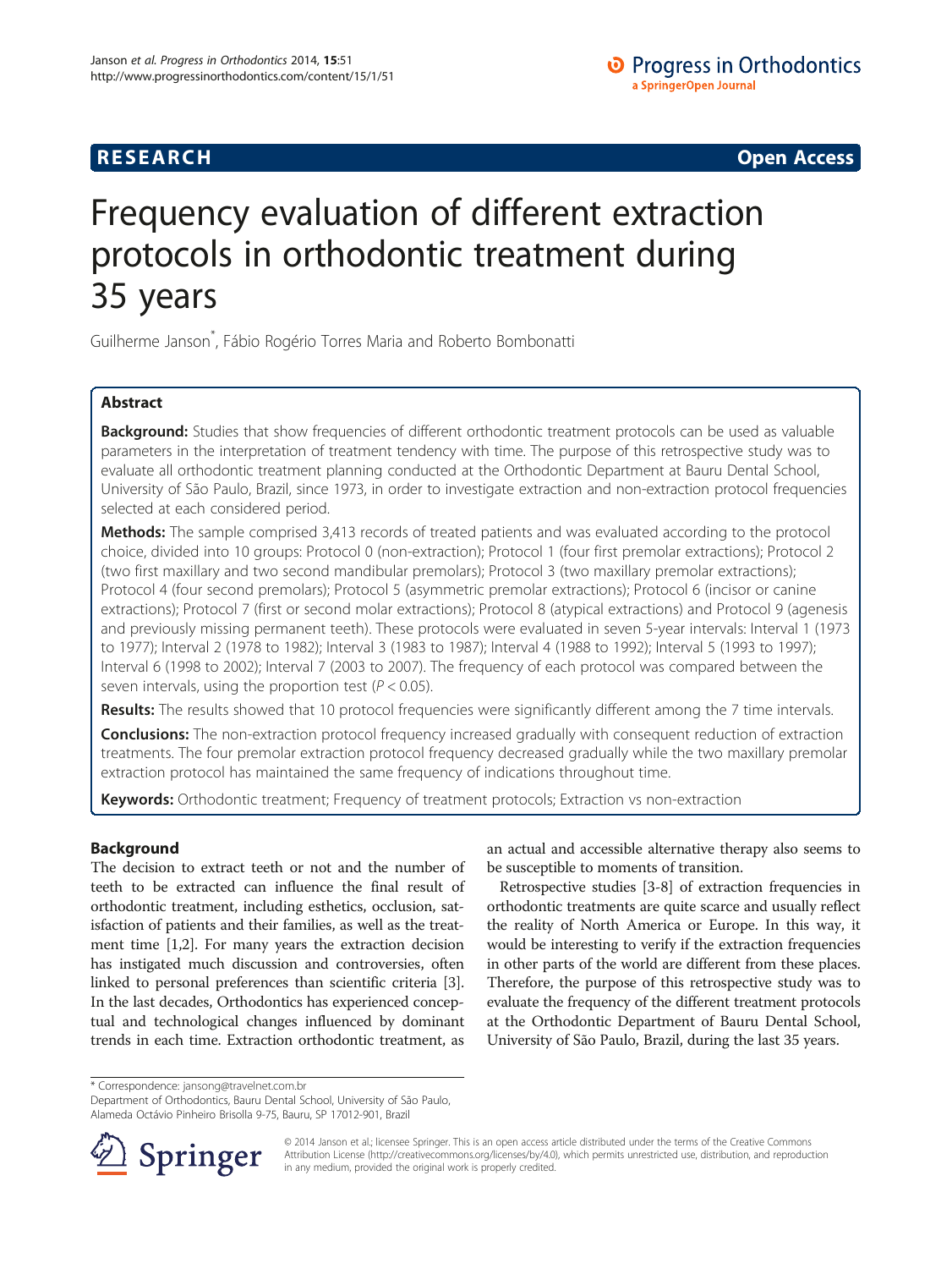RESEARCH Open Access

# Frequency evaluation of different extraction protocols in orthodontic treatment during 35 years

Guilherme Janson*, Fábio Rogério Torres Maria and Roberto Bombonatti

## Abstract

**Background:** Studies that show frequencies of different orthodontic treatment protocols can be used as valuable parameters in the interpretation of treatment tendency with time. The purpose of this retrospective study was to evaluate all orthodontic treatment planning conducted at the Orthodontic Department at Bauru Dental School, University of São Paulo, Brazil, since 1973, in order to investigate extraction and non-extraction protocol frequencies selected at each considered period.

**Methods:** The sample comprised 3,413 records of treated patients and was evaluated according to the protocol choice, divided into 10 groups: Protocol 0 (non-extraction); Protocol 1 (four first premolar extractions); Protocol 2 (two first maxillary and two second mandibular premolars); Protocol 3 (two maxillary premolar extractions); Protocol 4 (four second premolars); Protocol 5 (asymmetric premolar extractions); Protocol 6 (incisor or canine extractions); Protocol 7 (first or second molar extractions); Protocol 8 (atypical extractions) and Protocol 9 (agenesis and previously missing permanent teeth). These protocols were evaluated in seven 5-year intervals: Interval 1 (1973 to 1977); Interval 2 (1978 to 1982); Interval 3 (1983 to 1987); Interval 4 (1988 to 1992); Interval 5 (1993 to 1997); Interval 6 (1998 to 2002); Interval 7 (2003 to 2007). The frequency of each protocol was compared between the seven intervals, using the proportion test ($P < 0.05$).

**Results:** The results showed that 10 protocol frequencies were significantly different among the 7 time intervals.

**Conclusions:** The non-extraction protocol frequency increased gradually with consequent reduction of extraction treatments. The four premolar extraction protocol frequency decreased gradually while the two maxillary premolar extraction protocol has maintained the same frequency of indications throughout time.

**Keywords:** Orthodontic treatment; Frequency of treatment protocols; Extraction vs non-extraction

## Background

The decision to extract teeth or not and the number of teeth to be extracted can influence the final result of orthodontic treatment, including esthetics, occlusion, satisfaction of patients and their families, as well as the treatment time [1,2]. For many years the extraction decision has instigated much discussion and controversies, often linked to personal preferences than scientific criteria [3]. In the last decades, Orthodontics has experienced conceptual and technological changes influenced by dominant trends in each time. Extraction orthodontic treatment, as an actual and accessible alternative therapy also seems to be susceptible to moments of transition.

Retrospective studies [3-8] of extraction frequencies in orthodontic treatments are quite scarce and usually reflect the reality of North America or Europe. In this way, it would be interesting to verify if the extraction frequencies in other parts of the world are different from these places. Therefore, the purpose of this retrospective study was to evaluate the frequency of the different treatment protocols at the Orthodontic Department of Bauru Dental School, University of São Paulo, Brazil, during the last 35 years.

\* Correspondence: jansong@travelnet.com.br
Department of Orthodontics, Bauru Dental School, University of São Paulo, Alameda Octávio Pinheiro Brisolla 9-75, Bauru, SP 17012-901, Brazil

© 2014 Janson et al.; licensee Springer. This is an open access article distributed under the terms of the Creative Commons Attribution License (http://creativecommons.org/licenses/by/4.0), which permits unrestricted use, distribution, and reproduction in any medium, provided the original work is properly credited.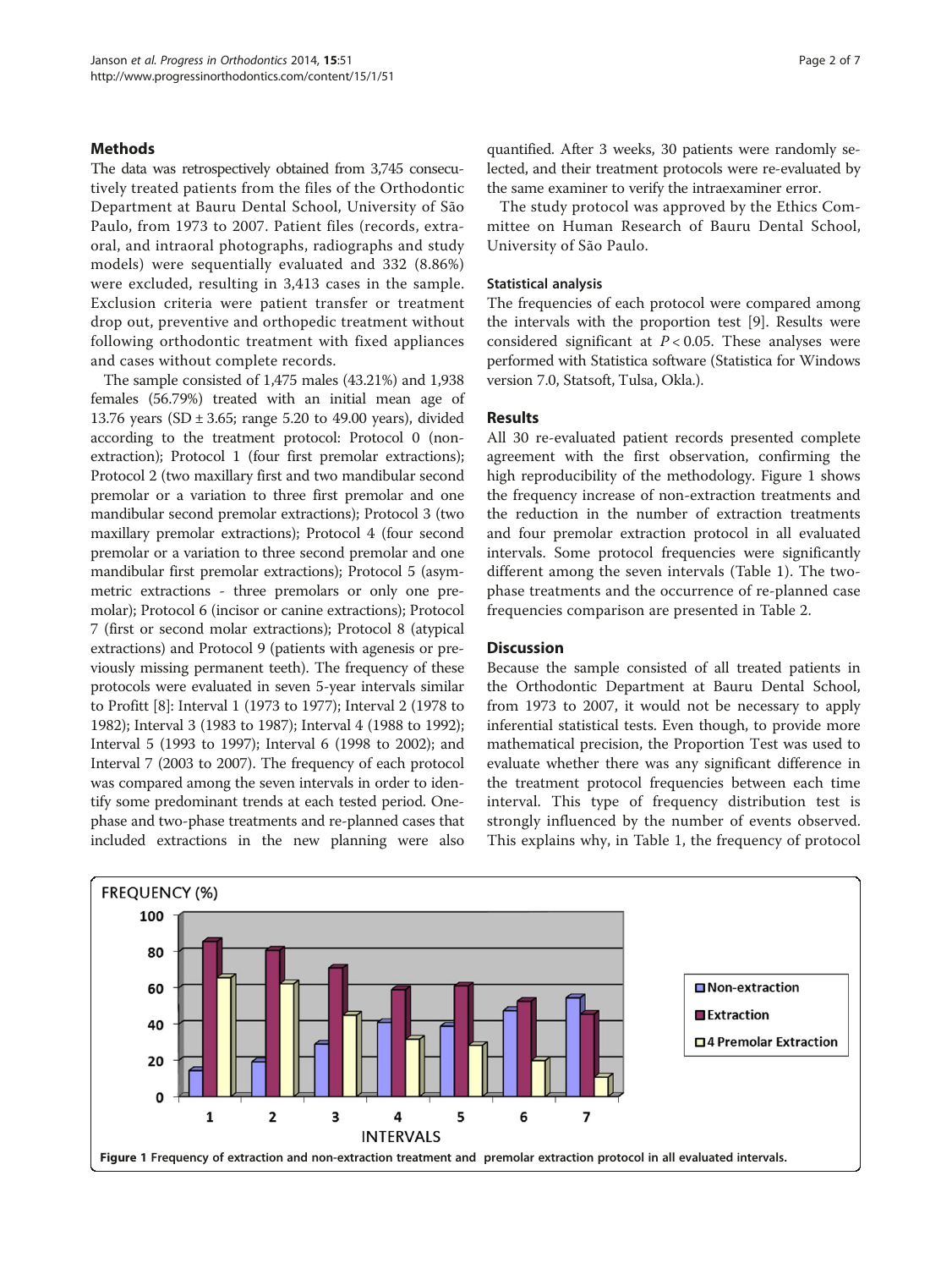## Methods

The data was retrospectively obtained from 3,745 consecutively treated patients from the files of the Orthodontic Department at Bauru Dental School, University of São Paulo, from 1973 to 2007. Patient files (records, extraoral, and intraoral photographs, radiographs and study models) were sequentially evaluated and 332 (8.86%) were excluded, resulting in 3,413 cases in the sample. Exclusion criteria were patient transfer or treatment drop out, preventive and orthopedic treatment without following orthodontic treatment with fixed appliances and cases without complete records.

The sample consisted of 1,475 males (43.21%) and 1,938 females (56.79%) treated with an initial mean age of 13.76 years (SD ± 3.65; range 5.20 to 49.00 years), divided according to the treatment protocol: Protocol 0 (non-extraction); Protocol 1 (four first premolar extractions); Protocol 2 (two maxillary first and two mandibular second premolar or a variation to three first premolar and one mandibular second premolar extractions); Protocol 3 (two maxillary premolar extractions); Protocol 4 (four second premolar or a variation to three second premolar and one mandibular first premolar extractions); Protocol 5 (asymmetric extractions - three premolars or only one premolar); Protocol 6 (incisor or canine extractions); Protocol 7 (first or second molar extractions); Protocol 8 (atypical extractions) and Protocol 9 (patients with agenesis or previously missing permanent teeth). The frequency of these protocols were evaluated in seven 5-year intervals similar to Proffit [8]: Interval 1 (1973 to 1977); Interval 2 (1978 to 1982); Interval 3 (1983 to 1987); Interval 4 (1988 to 1992); Interval 5 (1993 to 1997); Interval 6 (1998 to 2002); and Interval 7 (2003 to 2007). The frequency of each protocol was compared among the seven intervals in order to identify some predominant trends at each tested period. One-phase and two-phase treatments and re-planned cases that included extractions in the new planning were also quantified. After 3 weeks, 30 patients were randomly selected, and their treatment protocols were re-evaluated by the same examiner to verify the intraexaminer error.

The study protocol was approved by the Ethics Committee on Human Research of Bauru Dental School, University of São Paulo.

### Statistical analysis

The frequencies of each protocol were compared among the intervals with the proportion test [9]. Results were considered significant at $P < 0.05$. These analyses were performed with Statistica software (Statistica for Windows version 7.0, Statsoft, Tulsa, Okla.).

## Results

All 30 re-evaluated patient records presented complete agreement with the first observation, confirming the high reproducibility of the methodology. Figure 1 shows the frequency increase of non-extraction treatments and the reduction in the number of extraction treatments and four premolar extraction protocol in all evaluated intervals. Some protocol frequencies were significantly different among the seven intervals (Table 1). The two-phase treatments and the occurrence of re-planned case frequencies comparison are presented in Table 2.

## Discussion

Because the sample consisted of all treated patients in the Orthodontic Department at Bauru Dental School, from 1973 to 2007, it would not be necessary to apply inferential statistical tests. Even though, to provide more mathematical precision, the Proportion Test was used to evaluate whether there was any significant difference in the treatment protocol frequencies between each time interval. This type of frequency distribution test is strongly influenced by the number of events observed. This explains why, in Table 1, the frequency of protocol

**Figure 1** Frequency of extraction and non-extraction treatment and premolar extraction protocol in all evaluated intervals.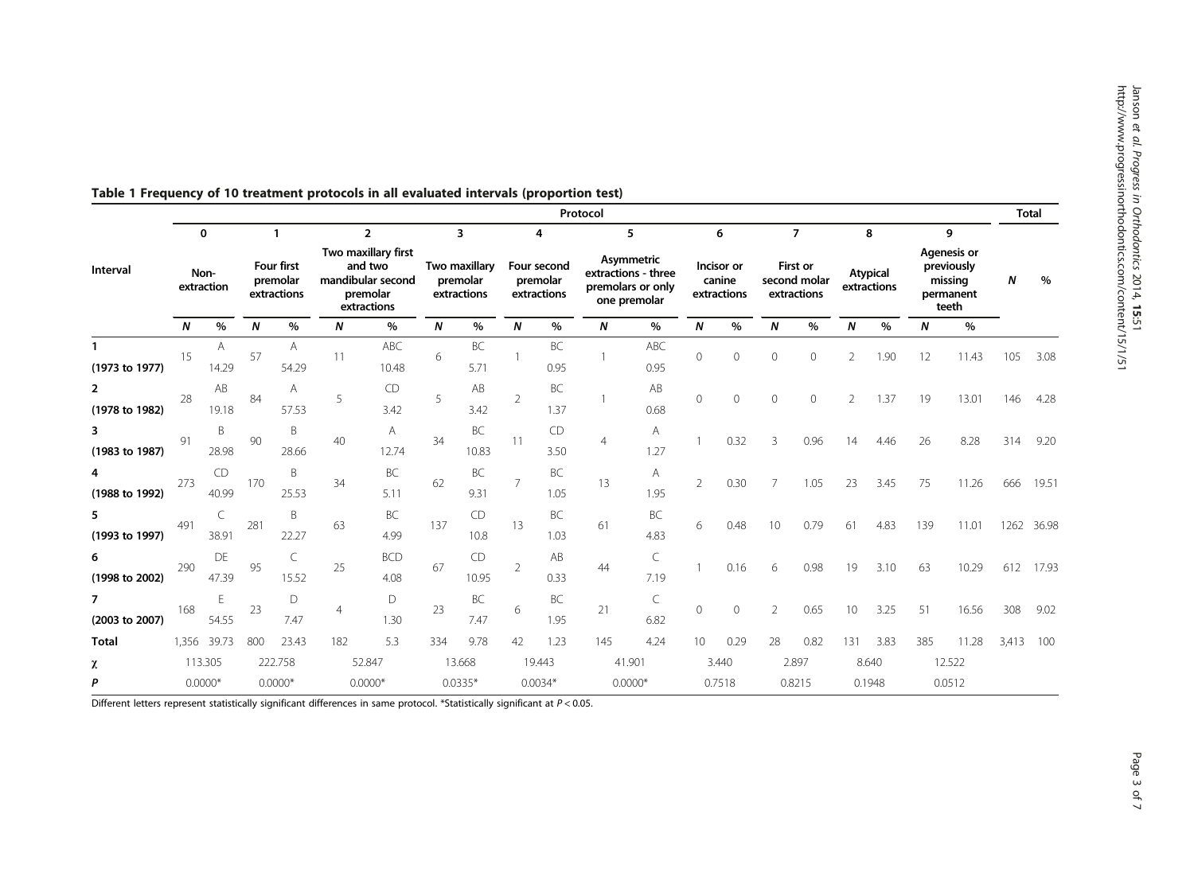**Table 1 Frequency of 10 treatment protocols in all evaluated intervals (proportion test)**

| Interval | Protocol | | | | | | | | | | | | | | | | | | | | Total | |
|---|---|---|---|---|---|---|---|---|---|---|---|---|---|---|---|---|---|---|---|---|---|---|
| | 0 | | 1 | | 2 | | 3 | | 4 | | 5 | | 6 | | 7 | | 8 | | 9 | | | |
| | Non-extraction | | Four first premolar extractions | | Two maxillary first and two mandibular second premolar extractions | | Two maxillary premolar extractions | | Four second premolar extractions | | Asymmetric extractions - three premolars or only one premolar | | Incisor or canine extractions | | First or second molar extractions | | Atypical extractions | | Agenesis or previously missing permanent teeth | | *N* | % |
| | *N* | % | *N* | % | *N* | % | *N* | % | *N* | % | *N* | % | *N* | % | *N* | % | *N* | % | *N* | % | | |
| **1 (1973 to 1977)** | 15 | A 14.29 | 57 | A 54.29 | 11 | ABC 10.48 | 6 | BC 5.71 | 1 | BC 0.95 | 1 | ABC 0.95 | 0 | 0 | 0 | 0 | 2 | 1.90 | 12 | 11.43 | 105 | 3.08 |
| **2 (1978 to 1982)** | 28 | AB 19.18 | 84 | A 57.53 | 5 | CD 3.42 | 5 | AB 3.42 | 2 | BC 1.37 | 1 | AB 0.68 | 0 | 0 | 0 | 0 | 2 | 1.37 | 19 | 13.01 | 146 | 4.28 |
| **3 (1983 to 1987)** | 91 | B 28.98 | 90 | B 28.66 | 40 | A 12.74 | 34 | BC 10.83 | 11 | CD 3.50 | 4 | A 1.27 | 1 | 0.32 | 3 | 0.96 | 14 | 4.46 | 26 | 8.28 | 314 | 9.20 |
| **4 (1988 to 1992)** | 273 | CD 40.99 | 170 | B 25.53 | 34 | BC 5.11 | 62 | BC 9.31 | 7 | BC 1.05 | 13 | A 1.95 | 2 | 0.30 | 7 | 1.05 | 23 | 3.45 | 75 | 11.26 | 666 | 19.51 |
| **5 (1993 to 1997)** | 491 | C 38.91 | 281 | B 22.27 | 63 | BC 4.99 | 137 | CD 10.8 | 13 | BC 1.03 | 61 | BC 4.83 | 6 | 0.48 | 10 | 0.79 | 61 | 4.83 | 139 | 11.01 | 1262 | 36.98 |
| **6 (1998 to 2002)** | 290 | DE 47.39 | 95 | C 15.52 | 25 | BCD 4.08 | 67 | CD 10.95 | 2 | AB 0.33 | 44 | C 7.19 | 1 | 0.16 | 6 | 0.98 | 19 | 3.10 | 63 | 10.29 | 612 | 17.93 |
| **7 (2003 to 2007)** | 168 | E 54.55 | 23 | D 7.47 | 4 | D 1.30 | 23 | BC 7.47 | 6 | BC 1.95 | 21 | C 6.82 | 0 | 0 | 2 | 0.65 | 10 | 3.25 | 51 | 16.56 | 308 | 9.02 |
| **Total** | 1,356 | 39.73 | 800 | 23.43 | 182 | 5.3 | 334 | 9.78 | 42 | 1.23 | 145 | 4.24 | 10 | 0.29 | 28 | 0.82 | 131 | 3.83 | 385 | 11.28 | 3,413 | 100 |
| **$\chi$** | 113.305 | | 222.758 | | 52.847 | | 13.668 | | 19.443 | | 41.901 | | 3.440 | | 2.897 | | 8.640 | | 12.522 | | | |
| ***P*** | 0.0000* | | 0.0000* | | 0.0000* | | 0.0335* | | 0.0034* | | 0.0000* | | 0.7518 | | 0.8215 | | 0.1948 | | 0.0512 | | | |

Different letters represent statistically significant differences in same protocol. *Statistically significant at $P < 0.05$.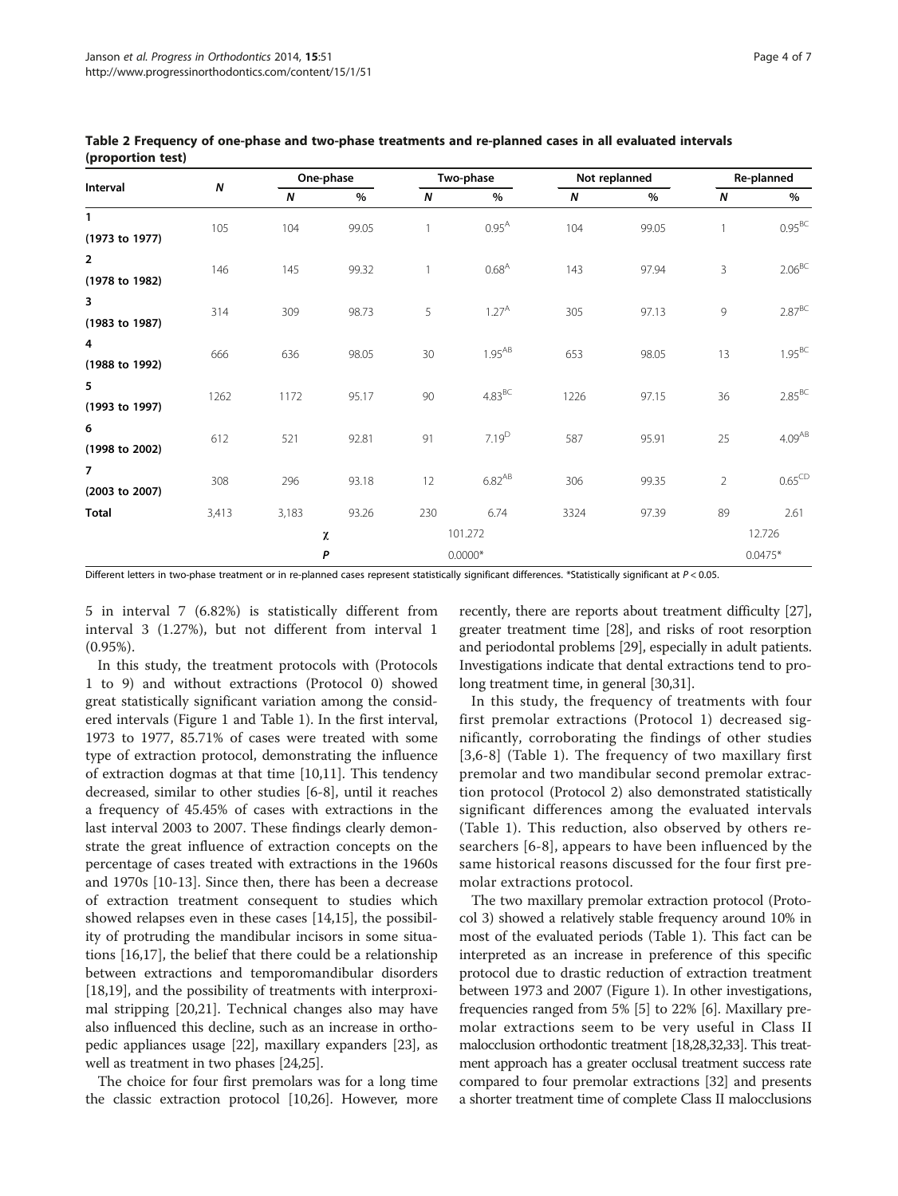**Table 2 Frequency of one-phase and two-phase treatments and re-planned cases in all evaluated intervals (proportion test)**

| Interval | N | One-phase | | Two-phase | | Not replanned | | Re-planned | |
|---|---|---|---|---|---|---|---|---|---|
| | | N | % | N | % | N | % | N | % |
| 1 (1973 to 1977) | 105 | 104 | 99.05 | 1 | $0.95^{A}$ | 104 | 99.05 | 1 | $0.95^{BC}$ |
| 2 (1978 to 1982) | 146 | 145 | 99.32 | 1 | $0.68^{A}$ | 143 | 97.94 | 3 | $2.06^{BC}$ |
| 3 (1983 to 1987) | 314 | 309 | 98.73 | 5 | $1.27^{A}$ | 305 | 97.13 | 9 | $2.87^{BC}$ |
| 4 (1988 to 1992) | 666 | 636 | 98.05 | 30 | $1.95^{AB}$ | 653 | 98.05 | 13 | $1.95^{BC}$ |
| 5 (1993 to 1997) | 1262 | 1172 | 95.17 | 90 | $4.83^{BC}$ | 1226 | 97.15 | 36 | $2.85^{BC}$ |
| 6 (1998 to 2002) | 612 | 521 | 92.81 | 91 | $7.19^{D}$ | 587 | 95.91 | 25 | $4.09^{AB}$ |
| 7 (2003 to 2007) | 308 | 296 | 93.18 | 12 | $6.82^{AB}$ | 306 | 99.35 | 2 | $0.65^{CD}$ |
| **Total** | 3,413 | 3,183 | 93.26 | 230 | 6.74 | 3324 | 97.39 | 89 | 2.61 |
| | | $\chi$ | | 101.272 | | | | 12.726 | |
| | | $P$ | | 0.0000* | | | | 0.0475* | |

Different letters in two-phase treatment or in re-planned cases represent statistically significant differences. *Statistically significant at $P < 0.05$.

5 in interval 7 (6.82%) is statistically different from interval 3 (1.27%), but not different from interval 1 (0.95%).

In this study, the treatment protocols with (Protocols 1 to 9) and without extractions (Protocol 0) showed great statistically significant variation among the considered intervals (Figure 1 and Table 1). In the first interval, 1973 to 1977, 85.71% of cases were treated with some type of extraction protocol, demonstrating the influence of extraction dogmas at that time [10,11]. This tendency decreased, similar to other studies [6-8], until it reaches a frequency of 45.45% of cases with extractions in the last interval 2003 to 2007. These findings clearly demonstrate the great influence of extraction concepts on the percentage of cases treated with extractions in the 1960s and 1970s [10-13]. Since then, there has been a decrease of extraction treatment consequent to studies which showed relapses even in these cases [14,15], the possibility of protruding the mandibular incisors in some situations [16,17], the belief that there could be a relationship between extractions and temporomandibular disorders [18,19], and the possibility of treatments with interproximal stripping [20,21]. Technical changes also may have also influenced this decline, such as an increase in orthopedic appliances usage [22], maxillary expanders [23], as well as treatment in two phases [24,25].

The choice for four first premolars was for a long time the classic extraction protocol [10,26]. However, more recently, there are reports about treatment difficulty [27], greater treatment time [28], and risks of root resorption and periodontal problems [29], especially in adult patients. Investigations indicate that dental extractions tend to prolong treatment time, in general [30,31].

In this study, the frequency of treatments with four first premolar extractions (Protocol 1) decreased significantly, corroborating the findings of other studies [3,6-8] (Table 1). The frequency of two maxillary first premolar and two mandibular second premolar extraction protocol (Protocol 2) also demonstrated statistically significant differences among the evaluated intervals (Table 1). This reduction, also observed by others researchers [6-8], appears to have been influenced by the same historical reasons discussed for the four first premolar extractions protocol.

The two maxillary premolar extraction protocol (Protocol 3) showed a relatively stable frequency around 10% in most of the evaluated periods (Table 1). This fact can be interpreted as an increase in preference of this specific protocol due to drastic reduction of extraction treatment between 1973 and 2007 (Figure 1). In other investigations, frequencies ranged from 5% [5] to 22% [6]. Maxillary premolar extractions seem to be very useful in Class II malocclusion orthodontic treatment [18,28,32,33]. This treatment approach has a greater occlusal treatment success rate compared to four premolar extractions [32] and presents a shorter treatment time of complete Class II malocclusions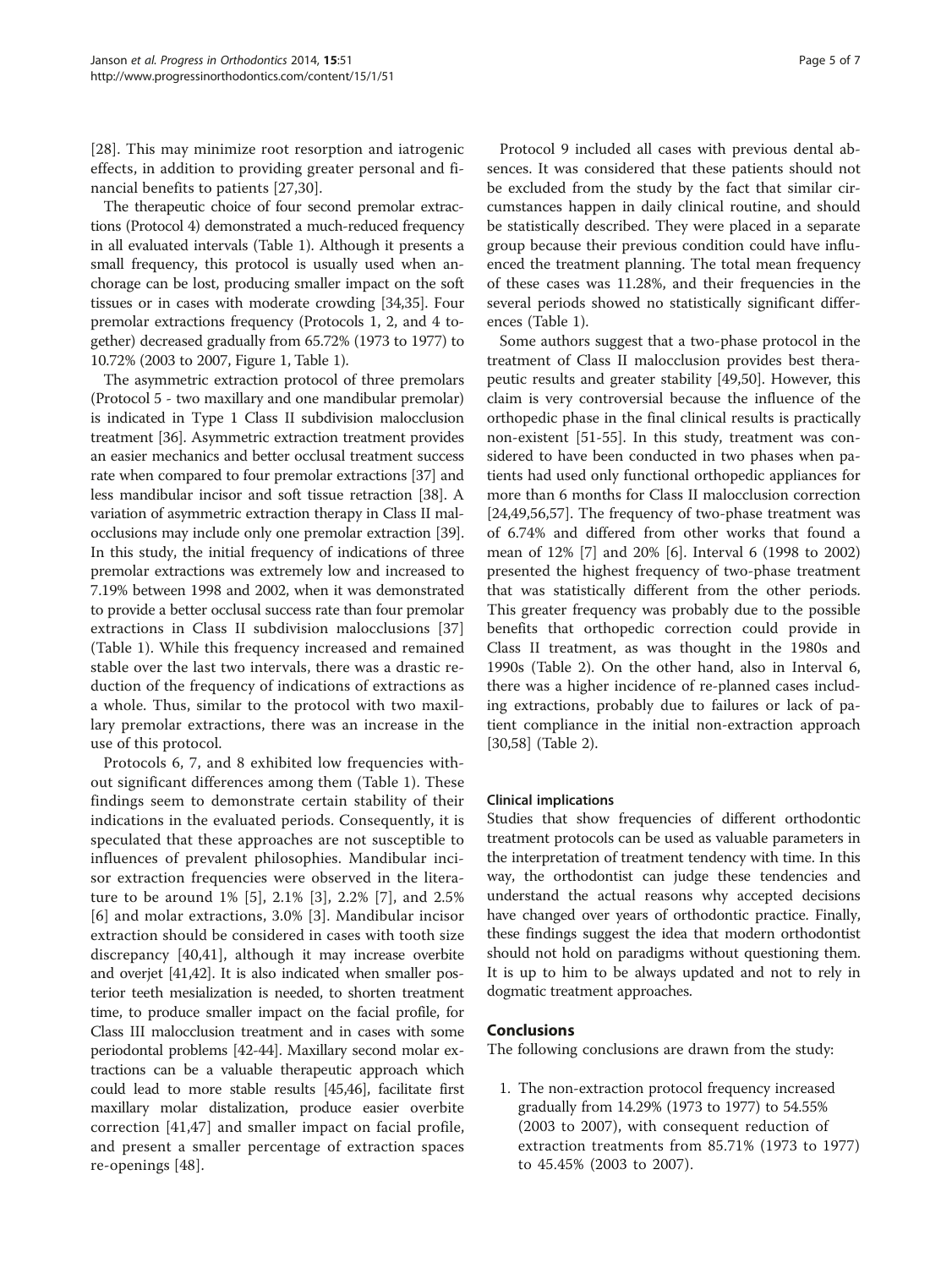[28]. This may minimize root resorption and iatrogenic effects, in addition to providing greater personal and financial benefits to patients [27,30].

The therapeutic choice of four second premolar extractions (Protocol 4) demonstrated a much-reduced frequency in all evaluated intervals (Table 1). Although it presents a small frequency, this protocol is usually used when anchorage can be lost, producing smaller impact on the soft tissues or in cases with moderate crowding [34,35]. Four premolar extractions frequency (Protocols 1, 2, and 4 together) decreased gradually from 65.72% (1973 to 1977) to 10.72% (2003 to 2007, Figure 1, Table 1).

The asymmetric extraction protocol of three premolars (Protocol 5 - two maxillary and one mandibular premolar) is indicated in Type 1 Class II subdivision malocclusion treatment [36]. Asymmetric extraction treatment provides an easier mechanics and better occlusal treatment success rate when compared to four premolar extractions [37] and less mandibular incisor and soft tissue retraction [38]. A variation of asymmetric extraction therapy in Class II malocclusions may include only one premolar extraction [39]. In this study, the initial frequency of indications of three premolar extractions was extremely low and increased to 7.19% between 1998 and 2002, when it was demonstrated to provide a better occlusal success rate than four premolar extractions in Class II subdivision malocclusions [37] (Table 1). While this frequency increased and remained stable over the last two intervals, there was a drastic reduction of the frequency of indications of extractions as a whole. Thus, similar to the protocol with two maxillary premolar extractions, there was an increase in the use of this protocol.

Protocols 6, 7, and 8 exhibited low frequencies without significant differences among them (Table 1). These findings seem to demonstrate certain stability of their indications in the evaluated periods. Consequently, it is speculated that these approaches are not susceptible to influences of prevalent philosophies. Mandibular incisor extraction frequencies were observed in the literature to be around 1% [5], 2.1% [3], 2.2% [7], and 2.5% [6] and molar extractions, 3.0% [3]. Mandibular incisor extraction should be considered in cases with tooth size discrepancy [40,41], although it may increase overbite and overjet [41,42]. It is also indicated when smaller posterior teeth mesialization is needed, to shorten treatment time, to produce smaller impact on the facial profile, for Class III malocclusion treatment and in cases with some periodontal problems [42-44]. Maxillary second molar extractions can be a valuable therapeutic approach which could lead to more stable results [45,46], facilitate first maxillary molar distalization, produce easier overbite correction [41,47] and smaller impact on facial profile, and present a smaller percentage of extraction spaces re-openings [48].

Protocol 9 included all cases with previous dental absences. It was considered that these patients should not be excluded from the study by the fact that similar circumstances happen in daily clinical routine, and should be statistically described. They were placed in a separate group because their previous condition could have influenced the treatment planning. The total mean frequency of these cases was 11.28%, and their frequencies in the several periods showed no statistically significant differences (Table 1).

Some authors suggest that a two-phase protocol in the treatment of Class II malocclusion provides best therapeutic results and greater stability [49,50]. However, this claim is very controversial because the influence of the orthopedic phase in the final clinical results is practically non-existent [51-55]. In this study, treatment was considered to have been conducted in two phases when patients had used only functional orthopedic appliances for more than 6 months for Class II malocclusion correction [24,49,56,57]. The frequency of two-phase treatment was of 6.74% and differed from other works that found a mean of 12% [7] and 20% [6]. Interval 6 (1998 to 2002) presented the highest frequency of two-phase treatment that was statistically different from the other periods. This greater frequency was probably due to the possible benefits that orthopedic correction could provide in Class II treatment, as was thought in the 1980s and 1990s (Table 2). On the other hand, also in Interval 6, there was a higher incidence of re-planned cases including extractions, probably due to failures or lack of patient compliance in the initial non-extraction approach [30,58] (Table 2).

### Clinical implications

Studies that show frequencies of different orthodontic treatment protocols can be used as valuable parameters in the interpretation of treatment tendency with time. In this way, the orthodontist can judge these tendencies and understand the actual reasons why accepted decisions have changed over years of orthodontic practice. Finally, these findings suggest the idea that modern orthodontist should not hold on paradigms without questioning them. It is up to him to be always updated and not to rely in dogmatic treatment approaches.

## Conclusions

The following conclusions are drawn from the study:

1. The non-extraction protocol frequency increased gradually from 14.29% (1973 to 1977) to 54.55% (2003 to 2007), with consequent reduction of extraction treatments from 85.71% (1973 to 1977) to 45.45% (2003 to 2007).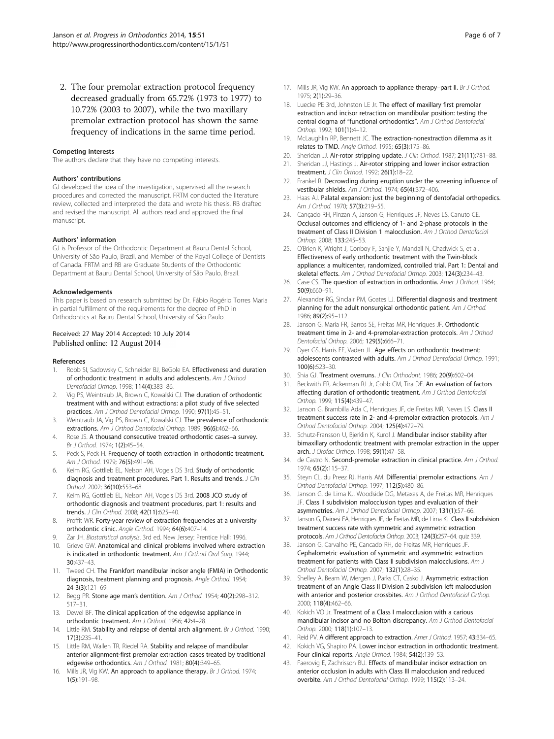2. The four premolar extraction protocol frequency decreased gradually from 65.72% (1973 to 1977) to 10.72% (2003 to 2007), while the two maxillary premolar extraction protocol has shown the same frequency of indications in the same time period.

#### Competing interests

The authors declare that they have no competing interests.

#### Authors' contributions

GJ developed the idea of the investigation, supervised all the research procedures and corrected the manuscript. FRTM conducted the literature review, collected and interpreted the data and wrote his thesis. RB drafted and revised the manuscript. All authors read and approved the final manuscript.

#### Authors' information

GJ is Professor of the Orthodontic Department at Bauru Dental School, University of São Paulo, Brazil, and Member of the Royal College of Dentists of Canada. FRTM and RB are Graduate Students of the Orthodontic Department at Bauru Dental School, University of São Paulo, Brazil.

#### Acknowledgements

This paper is based on research submitted by Dr. Fábio Rogério Torres Maria in partial fulfillment of the requirements for the degree of PhD in Orthodontics at Bauru Dental School, University of São Paulo.

Received: 27 May 2014 Accepted: 10 July 2014
Published online: 12 August 2014

#### References

1. Robb SI, Sadowsky C, Schneider BJ, BeGole EA. **Effectiveness and duration of orthodontic treatment in adults and adolescents.** *Am J Orthod Dentofacial Orthop.* 1998; **114(4):**383–86.
2. Vig PS, Weintraub JA, Brown C, Kowalski CJ. **The duration of orthodontic treatment with and without extractions: a pilot study of five selected practices.** *Am J Orthod Dentofacial Orthop.* 1990; **97(1):**45–51.
3. Weintraub JA, Vig PS, Brown C, Kowalski CJ. **The prevalence of orthodontic extractions.** *Am J Orthod Dentofacial Orthop.* 1989; **96(6):**462–66.
4. Rose JS. **A thousand consecutive treated orthodontic cases–a survey.** *Br J Orthod.* 1974; **1(2):**45–54.
5. Peck S, Peck H. **Frequency of tooth extraction in orthodontic treatment.** *Am J Orthod.* 1979; **76(5):**491–96.
6. Keim RG, Gottlieb EL, Nelson AH, Vogels DS 3rd. **Study of orthodontic diagnosis and treatment procedures. Part 1. Results and trends.** *J Clin Orthod.* 2002; **36(10):**553–68.
7. Keim RG, Gottlieb EL, Nelson AH, Vogels DS 3rd. **2008 JCO study of orthodontic diagnosis and treatment procedures, part 1: results and trends.** *J Clin Orthod.* 2008; **42(11):**625–40.
8. Proffit WR. **Forty-year review of extraction frequencies at a university orthodontic clinic.** *Angle Orthod.* 1994; **64(6):**407–14.
9. Zar JH. *Biostatistical analysis.* 3rd ed. New Jersey: Prentice Hall; 1996.
10. Grieve GW. **Anatomical and clinical problems involved where extraction is indicated in orthodontic treatment.** *Am J Orthod Oral Surg.* 1944; 30:437–43.
11. Tweed CH. **The Frankfort mandibular incisor angle (FMIA) in Orthodontic diagnosis, treatment planning and prognosis.** *Angle Orthod.* 1954; 24 3(3):121–69.
12. Begg PR. **Stone age man's dentition.** *Am J Orthod.* 1954; **40(2):**298–312. 517–31.
13. Dewel BF. **The clinical application of the edgewise appliance in orthodontic treatment.** *Am J Orthod.* 1956; **42:**4–28.
14. Little RM. **Stability and relapse of dental arch alignment.** *Br J Orthod.* 1990; **17(3):**235–41.
15. Little RM, Wallen TR, Riedel RA. **Stability and relapse of mandibular anterior alignment-first premolar extraction cases treated by traditional edgewise orthodontics.** *Am J Orthod.* 1981; **80(4):**349–65.
16. Mills JR, Vig KW. **An approach to appliance therapy.** *Br J Orthod.* 1974; **1(5):**191–98.
17. Mills JR, Vig KW. **An approach to appliance therapy–part II.** *Br J Orthod.* 1975; **2(1):**29–36.
18. Luecke PE 3rd, Johnston LE Jr. **The effect of maxillary first premolar extraction and incisor retraction on mandibular position: testing the central dogma of "functional orthodontics".** *Am J Orthod Dentofacial Orthop.* 1992; **101(1):**4–12.
19. McLaughlin RP, Bennett JC. **The extraction-nonextraction dilemma as it relates to TMD.** *Angle Orthod.* 1995; **65(3):**175–86.
20. Sheridan JJ. **Air-rotor stripping update.** *J Clin Orthod.* 1987; **21(11):**781–88.
21. Sheridan JJ, Hastings J. **Air-rotor stripping and lower incisor extraction treatment.** *J Clin Orthod.* 1992; **26(1):**18–22.
22. Frankel R. **Decrowding during eruption under the screening influence of vestibular shields.** *Am J Orthod.* 1974; **65(4):**372–406.
23. Haas AJ. **Palatal expansion: just the beginning of dentofacial orthopedics.** *Am J Orthod.* 1970; **57(3):**219–55.
24. Cançado RH, Pinzan A, Janson G, Henriques JF, Neves LS, Canuto CE. **Occlusal outcomes and efficiency of 1- and 2-phase protocols in the treatment of Class II Division 1 malocclusion.** *Am J Orthod Dentofacial Orthop.* 2008; **133:**245–53.
25. O'Brien K, Wright J, Conboy F, Sanjie Y, Mandall N, Chadwick S, et al. **Effectiveness of early orthodontic treatment with the Twin-block appliance: a multicenter, randomized, controlled trial. Part 1: Dental and skeletal effects.** *Am J Orthod Dentofacial Orthop.* 2003; **124(3):**234–43.
26. Case CS. **The question of extraction in orthodontia.** *Amer J Orthod.* 1964; **50(9):**660–91.
27. Alexander RG, Sinclair PM, Goates LJ. **Differential diagnosis and treatment planning for the adult nonsurgical orthodontic patient.** *Am J Orthod.* 1986; **89(2):**95–112.
28. Janson G, Maria FR, Barros SE, Freitas MR, Henriques JF. **Orthodontic treatment time in 2- and 4-premolar-extraction protocols.** *Am J Orthod Dentofacial Orthop.* 2006; **129(5):**666–71.
29. Dyer GS, Harris EF, Vaden JL. **Age effects on orthodontic treatment: adolescents contrasted with adults.** *Am J Orthod Dentofacial Orthop.* 1991; **100(6):**523–30.
30. Shia GJ. **Treatment overruns.** *J Clin Orthodont.* 1986; **20(9):**602–04.
31. Beckwith FR, Ackerman RJ Jr, Cobb CM, Tira DE. **An evaluation of factors affecting duration of orthodontic treatment.** *Am J Orthod Dentofacial Orthop.* 1999; **115(4):**439–47.
32. Janson G, Brambilla Ada C, Henriques JF, de Freitas MR, Neves LS. **Class II treatment success rate in 2- and 4-premolar extraction protocols.** *Am J Orthod Dentofacial Orthop.* 2004; **125(4):**472–79.
33. Schutz-Fransson U, Bjerklin K, Kurol J. **Mandibular incisor stability after bimaxillary orthodontic treatment with premolar extraction in the upper arch.** *J Orofac Orthop.* 1998; **59(1):**47–58.
34. de Castro N. **Second-premolar extraction in clinical practice.** *Am J Orthod.* 1974; **65(2):**115–37.
35. Steyn CL, du Preez RJ, Harris AM. **Differential premolar extractions.** *Am J Orthod Dentofacial Orthop.* 1997; **112(5):**480–86.
36. Janson G, de Lima KJ, Woodside DG, Metaxas A, de Freitas MR, Henriques JF. **Class II subdivision malocclusion types and evaluation of their asymmetries.** *Am J Orthod Dentofacial Orthop.* 2007; **131(1):**57–66.
37. Janson G, Dainesi EA, Henriques JF, de Freitas MR, de Lima KJ. **Class II subdivision treatment success rate with symmetric and asymmetric extraction protocols.** *Am J Orthod Dentofacial Orthop.* 2003; **124(3):**257–64. quiz 339.
38. Janson G, Carvalho PE, Cancado RH, de Freitas MR, Henriques JF. **Cephalometric evaluation of symmetric and asymmetric extraction treatment for patients with Class II subdivision malocclusions.** *Am J Orthod Dentofacial Orthop.* 2007; **132(1):**28–35.
39. Shelley A, Beam W, Mergen J, Parks CT, Casko J. **Asymmetric extraction treatment of an Angle Class II Division 2 subdivision left malocclusion with anterior and posterior crossbites.** *Am J Orthod Dentofacial Orthop.* 2000; **118(4):**462–66.
40. Kokich VO Jr. **Treatment of a Class I malocclusion with a carious mandibular incisor and no Bolton discrepancy.** *Am J Orthod Dentofacial Orthop.* 2000; **118(1):**107–13.
41. Reid PV. **A different approach to extraction.** *Amer J Orthod.* 1957; **43:**334–65.
42. Kokich VG, Shapiro PA. **Lower incisor extraction in orthodontic treatment. Four clinical reports.** *Angle Orthod.* 1984; **54(2):**139–53.
43. Faerovig E, Zachrisson BU. **Effects of mandibular incisor extraction on anterior occlusion in adults with Class III malocclusion and reduced overbite.** *Am J Orthod Dentofacial Orthop.* 1999; **115(2):**113–24.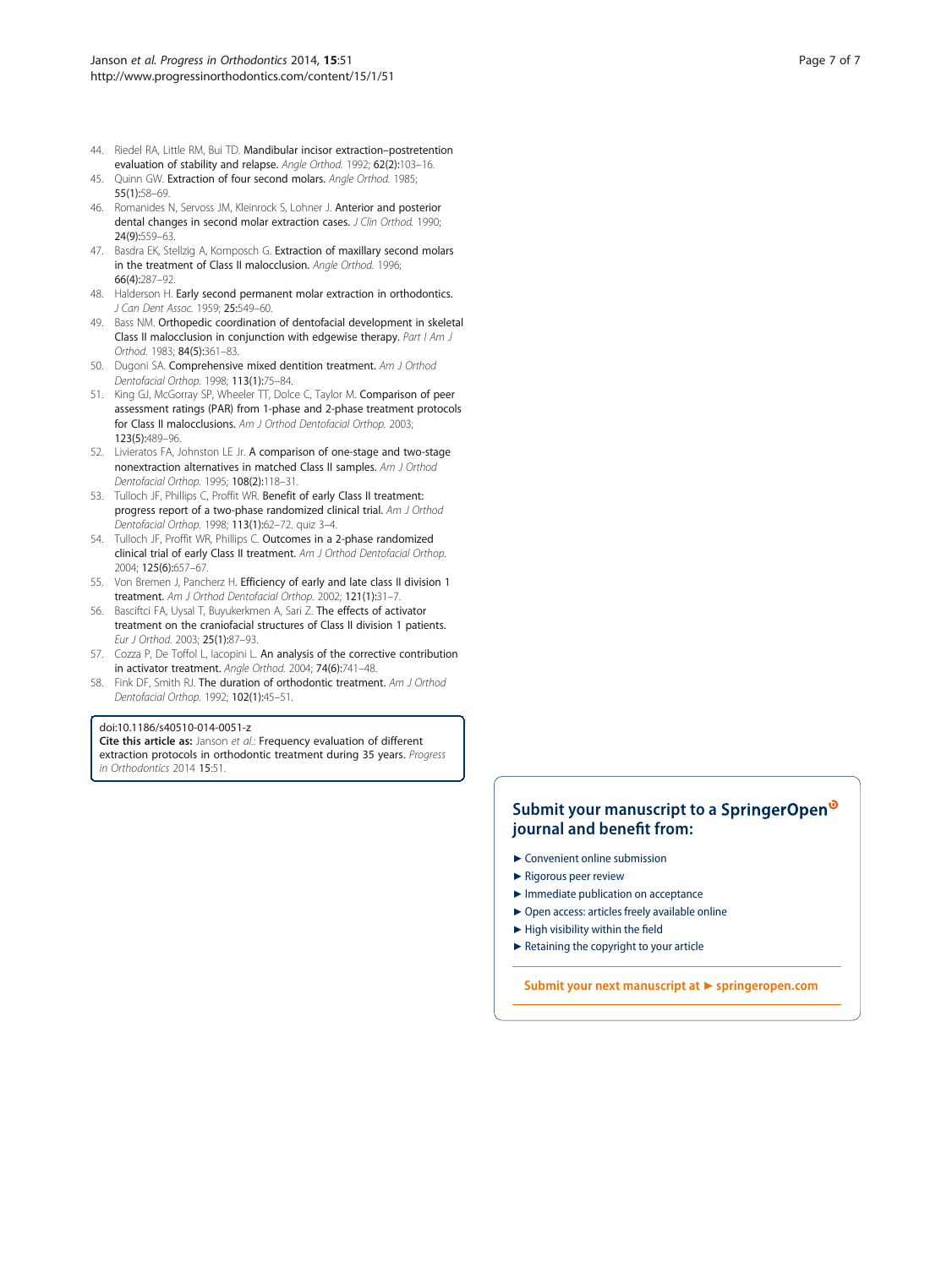44. Riedel RA, Little RM, Bui TD. **Mandibular incisor extraction–postretention evaluation of stability and relapse.** *Angle Orthod.* 1992; **62(2):**103–16.
45. Quinn GW. **Extraction of four second molars.** *Angle Orthod.* 1985; **55(1):**58–69.
46. Romanides N, Servoss JM, Kleinrock S, Lohner J. **Anterior and posterior dental changes in second molar extraction cases.** *J Clin Orthod.* 1990; **24(9):**559–63.
47. Basdra EK, Stellzig A, Komposch G. **Extraction of maxillary second molars in the treatment of Class II malocclusion.** *Angle Orthod.* 1996; **66(4):**287–92.
48. Halderson H. **Early second permanent molar extraction in orthodontics.** *J Can Dent Assoc.* 1959; **25:**549–60.
49. Bass NM. **Orthopedic coordination of dentofacial development in skeletal Class II malocclusion in conjunction with edgewise therapy.** *Part I Am J Orthod.* 1983; **84(5):**361–83.
50. Dugoni SA. **Comprehensive mixed dentition treatment.** *Am J Orthod Dentofacial Orthop.* 1998; **113(1):**75–84.
51. King GJ, McGorray SP, Wheeler TT, Dolce C, Taylor M. **Comparison of peer assessment ratings (PAR) from 1-phase and 2-phase treatment protocols for Class II malocclusions.** *Am J Orthod Dentofacial Orthop.* 2003; **123(5):**489–96.
52. Livieratos FA, Johnston LE Jr. **A comparison of one-stage and two-stage nonextraction alternatives in matched Class II samples.** *Am J Orthod Dentofacial Orthop.* 1995; **108(2):**118–31.
53. Tulloch JF, Phillips C, Proffit WR. **Benefit of early Class II treatment: progress report of a two-phase randomized clinical trial.** *Am J Orthod Dentofacial Orthop.* 1998; **113(1):**62–72. quiz 3–4.
54. Tulloch JF, Proffit WR, Phillips C. **Outcomes in a 2-phase randomized clinical trial of early Class II treatment.** *Am J Orthod Dentofacial Orthop.* 2004; **125(6):**657–67.
55. Von Bremen J, Pancherz H. **Efficiency of early and late class II division 1 treatment.** *Am J Orthod Dentofacial Orthop.* 2002; **121(1):**31–7.
56. Basciftci FA, Uysal T, Buyukerkmen A, Sari Z. **The effects of activator treatment on the craniofacial structures of Class II division 1 patients.** *Eur J Orthod.* 2003; **25(1):**87–93.
57. Cozza P, De Toffol L, Iacopini L. **An analysis of the corrective contribution in activator treatment.** *Angle Orthod.* 2004; **74(6):**741–48.
58. Fink DF, Smith RJ. **The duration of orthodontic treatment.** *Am J Orthod Dentofacial Orthop.* 1992; **102(1):**45–51.

doi:10.1186/s40510-014-0051-z
**Cite this article as:** Janson *et al.*: Frequency evaluation of different extraction protocols in orthodontic treatment during 35 years. *Progress in Orthodontics* 2014 **15**:51.

**Submit your manuscript to a SpringerOpen journal and benefit from:**

- ► Convenient online submission
- ► Rigorous peer review
- ► Immediate publication on acceptance
- ► Open access: articles freely available online
- ► High visibility within the field
- ► Retaining the copyright to your article

**Submit your next manuscript at ► springeropen.com**